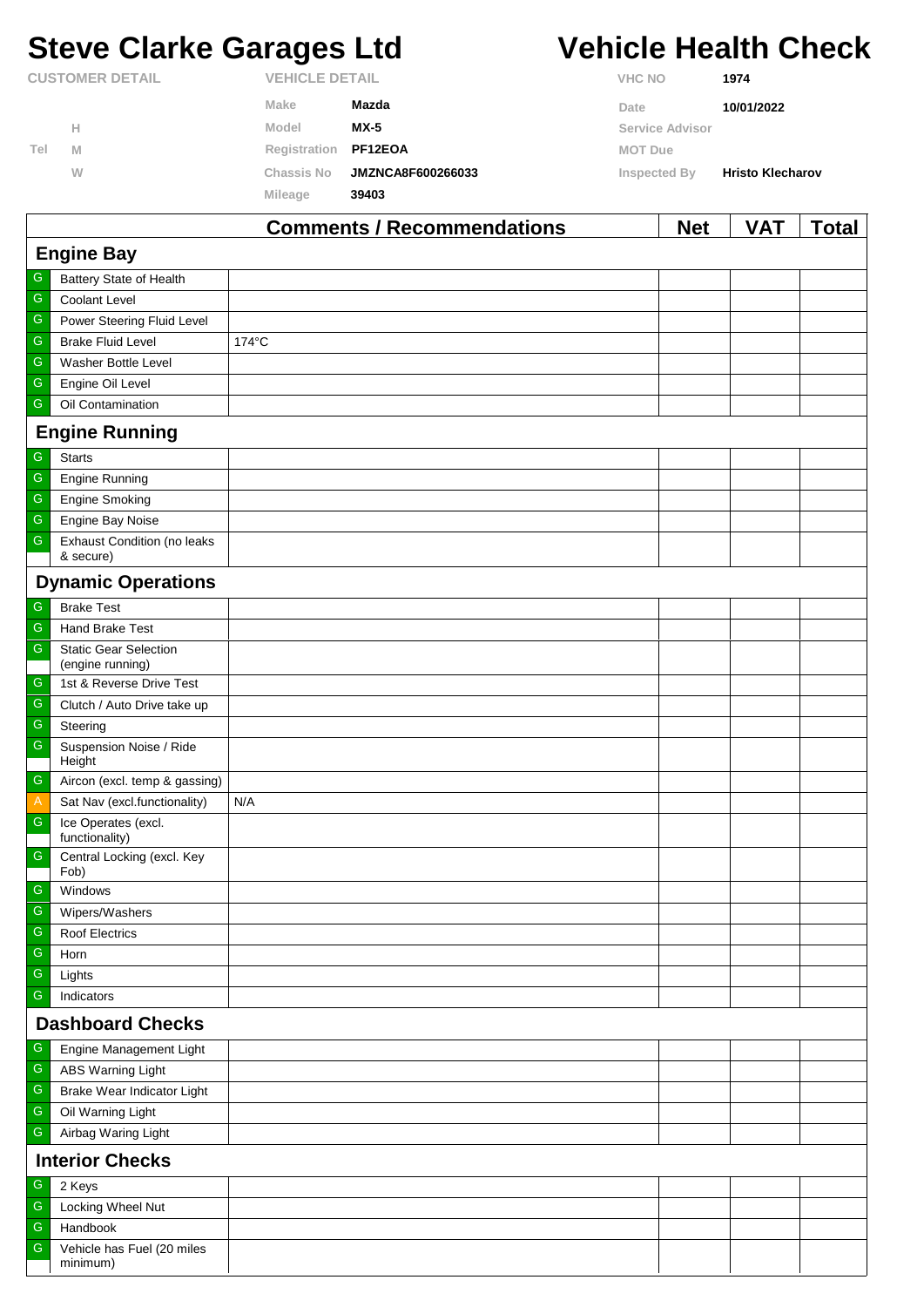# Steve Clarke Garages Ltd

# Vehicle Health Check

| CUSTOMER DETAIL | | VEHICLE DETAIL | | VHC NO | 1974 |
|---|---|---|---|---|---|
| | | Make | Mazda | Date | 10/01/2022 |
| | H | Model | MX-5 | Service Advisor | |
| Tel | M | Registration | PF12EOA | MOT Due | |
| | W | Chassis No | JMZNCA8F600266033 | Inspected By | Hristo Klecharov |
| | | Mileage | 39403 | | |

| | | Comments / Recommendations | Net | VAT | Total |
|---|---|---|---|---|---|
| **Engine Bay** | | | | | |
| G | Battery State of Health | | | | |
| G | Coolant Level | | | | |
| G | Power Steering Fluid Level | | | | |
| G | Brake Fluid Level | 174°C | | | |
| G | Washer Bottle Level | | | | |
| G | Engine Oil Level | | | | |
| G | Oil Contamination | | | | |
| **Engine Running** | | | | | |
| G | Starts | | | | |
| G | Engine Running | | | | |
| G | Engine Smoking | | | | |
| G | Engine Bay Noise | | | | |
| G | Exhaust Condition (no leaks & secure) | | | | |
| **Dynamic Operations** | | | | | |
| G | Brake Test | | | | |
| G | Hand Brake Test | | | | |
| G | Static Gear Selection (engine running) | | | | |
| G | 1st & Reverse Drive Test | | | | |
| G | Clutch / Auto Drive take up | | | | |
| G | Steering | | | | |
| G | Suspension Noise / Ride Height | | | | |
| G | Aircon (excl. temp & gassing) | | | | |
| A | Sat Nav (excl.functionality) | N/A | | | |
| G | Ice Operates (excl. functionality) | | | | |
| G | Central Locking (excl. Key Fob) | | | | |
| G | Windows | | | | |
| G | Wipers/Washers | | | | |
| G | Roof Electrics | | | | |
| G | Horn | | | | |
| G | Lights | | | | |
| G | Indicators | | | | |
| **Dashboard Checks** | | | | | |
| G | Engine Management Light | | | | |
| G | ABS Warning Light | | | | |
| G | Brake Wear Indicator Light | | | | |
| G | Oil Warning Light | | | | |
| G | Airbag Waring Light | | | | |
| **Interior Checks** | | | | | |
| G | 2 Keys | | | | |
| G | Locking Wheel Nut | | | | |
| G | Handbook | | | | |
| G | Vehicle has Fuel (20 miles minimum) | | | | |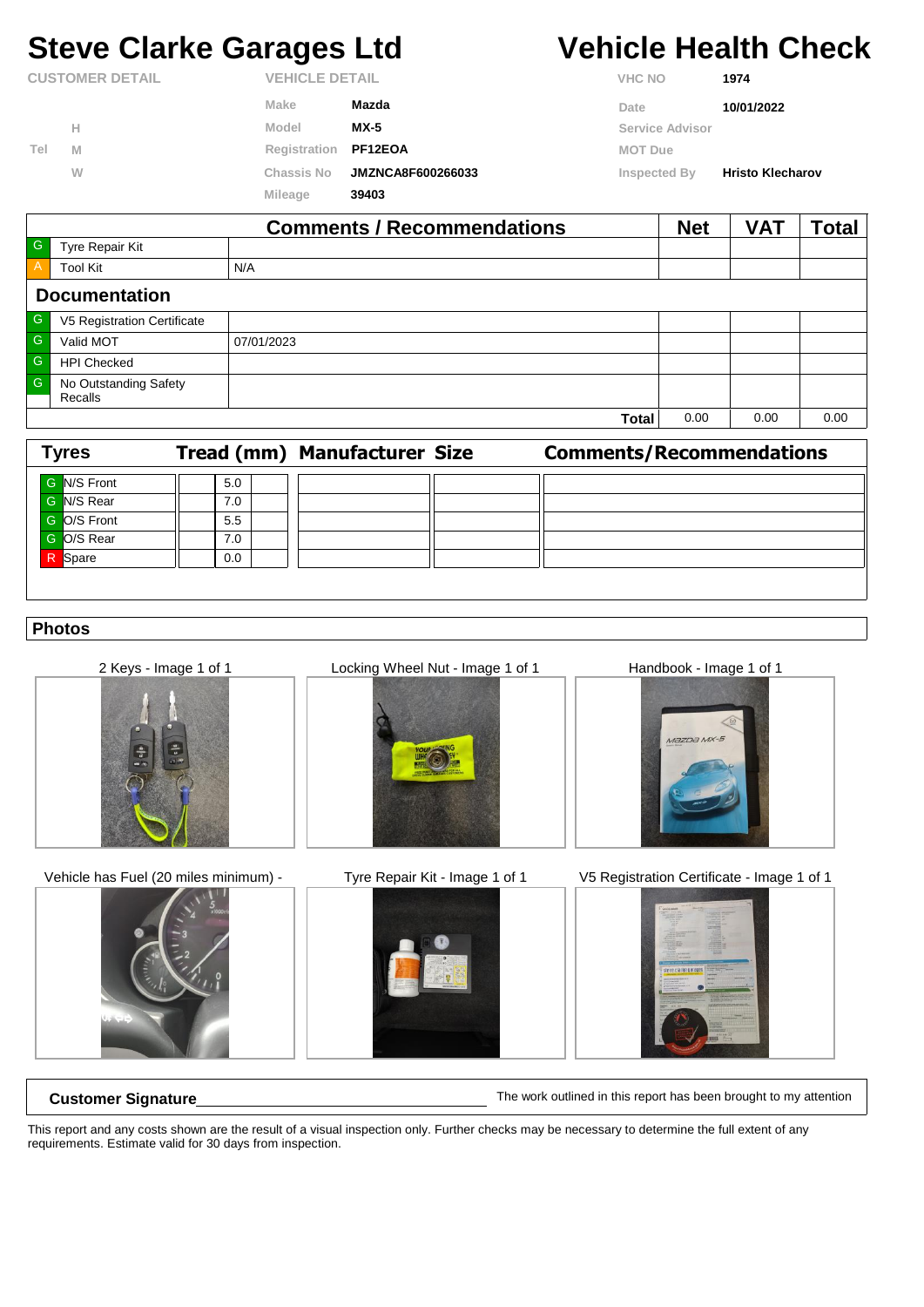# Steve Clarke Garages Ltd

# Vehicle Health Check

| CUSTOMER DETAIL | | VEHICLE DETAIL | | | |
|---|---|---|---|---|---|
| | | Make | Mazda | VHC NO | 1974 |
| | H | Model | MX-5 | Date | 10/01/2022 |
| Tel | M | Registration | PF12EOA | Service Advisor | |
| | W | Chassis No | JMZNCA8F600266033 | MOT Due | |
| | | Mileage | 39403 | Inspected By | Hristo Klecharov |

| | Comments / Recommendations | | Net | VAT | Total |
|---|---|---|---|---|---|
| G | Tyre Repair Kit | | | | |
| A | Tool Kit | N/A | | | |
| **Documentation** | | | | | |
| G | V5 Registration Certificate | | | | |
| G | Valid MOT | 07/01/2023 | | | |
| G | HPI Checked | | | | |
| G | No Outstanding Safety Recalls | | | | |
| | | **Total** | 0.00 | 0.00 | 0.00 |

| Tyres | | Tread (mm) | | Manufacturer | Size | Comments/Recommendations |
|---|---|---|---|---|---|---|
| G | N/S Front | 5.0 | | | | |
| G | N/S Rear | 7.0 | | | | |
| G | O/S Front | 5.5 | | | | |
| G | O/S Rear | 7.0 | | | | |
| R | Spare | 0.0 | | | | |

## Photos

2 Keys - Image 1 of 1

Locking Wheel Nut - Image 1 of 1

Handbook - Image 1 of 1

Vehicle has Fuel (20 miles minimum) -

Tyre Repair Kit - Image 1 of 1

V5 Registration Certificate - Image 1 of 1

**Customer Signature**\_\_\_\_\_\_\_\_\_\_\_\_\_\_\_\_\_\_\_\_\_\_\_\_\_\_\_\_\_\_\_\_ The work outlined in this report has been brought to my attention

This report and any costs shown are the result of a visual inspection only. Further checks may be necessary to determine the full extent of any requirements. Estimate valid for 30 days from inspection.